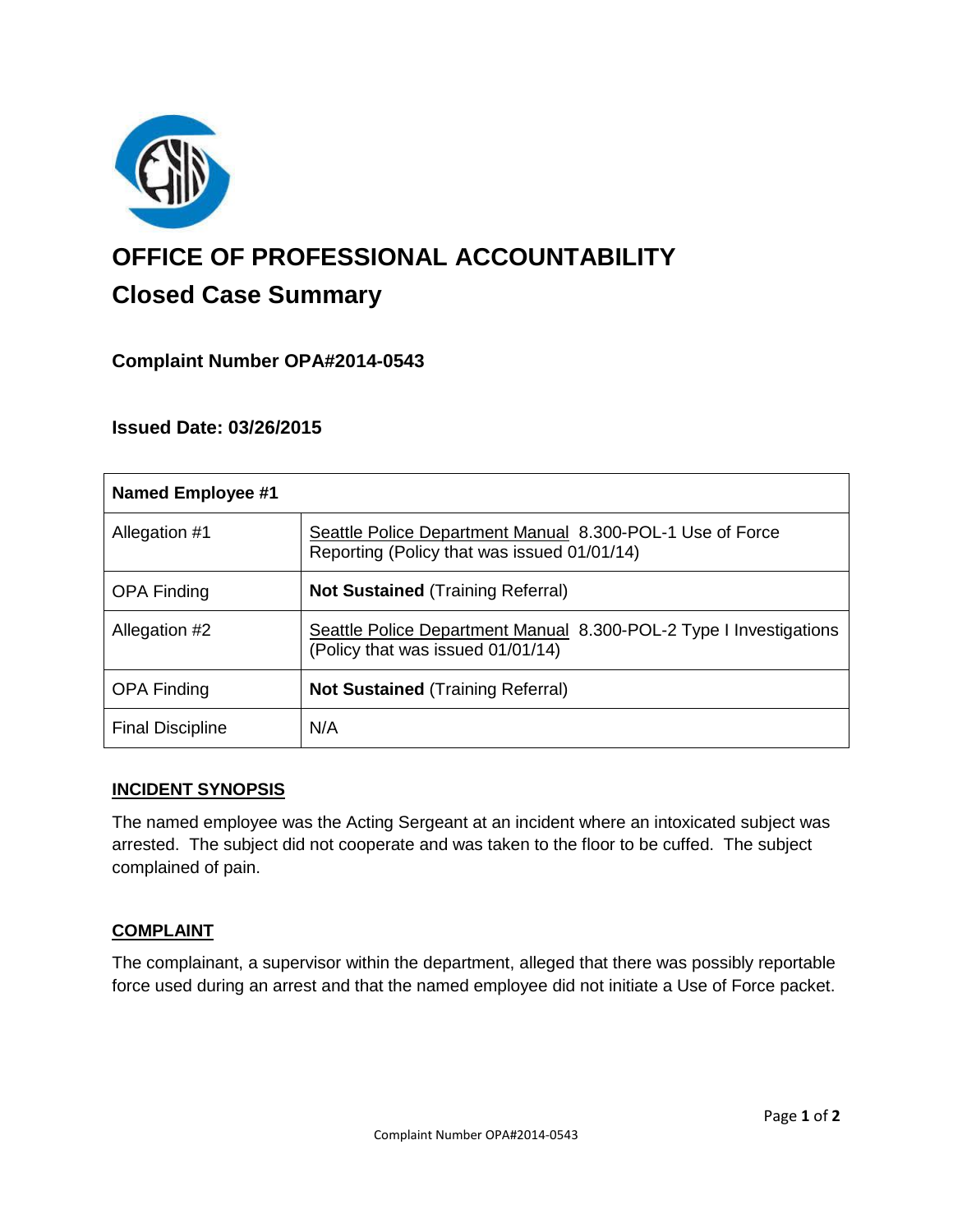# OFFICE OF PROFESSIONAL ACCOUNTABILITY

## Closed Case Summary

### Complaint Number OPA#2014-0543

### Issued Date: 03/26/2015

| Named Employee #1 | |
|---|---|
| Allegation #1 | Seattle Police Department Manual 8.300-POL-1 Use of Force Reporting (Policy that was issued 01/01/14) |
| OPA Finding | **Not Sustained** (Training Referral) |
| Allegation #2 | Seattle Police Department Manual 8.300-POL-2 Type I Investigations (Policy that was issued 01/01/14) |
| OPA Finding | **Not Sustained** (Training Referral) |
| Final Discipline | N/A |

**INCIDENT SYNOPSIS**

The named employee was the Acting Sergeant at an incident where an intoxicated subject was arrested. The subject did not cooperate and was taken to the floor to be cuffed. The subject complained of pain.

**COMPLAINT**

The complainant, a supervisor within the department, alleged that there was possibly reportable force used during an arrest and that the named employee did not initiate a Use of Force packet.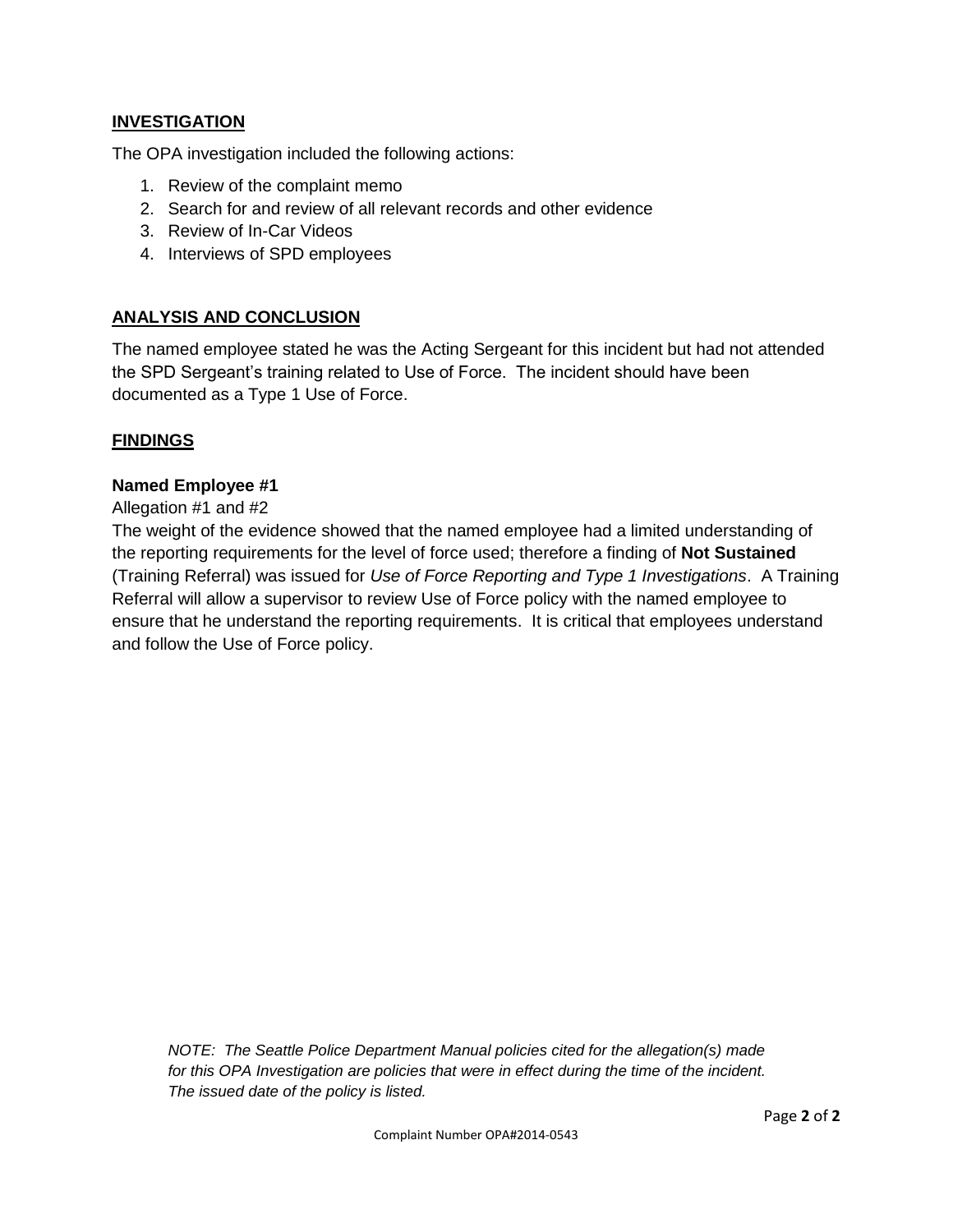## INVESTIGATION

The OPA investigation included the following actions:

1. Review of the complaint memo
2. Search for and review of all relevant records and other evidence
3. Review of In-Car Videos
4. Interviews of SPD employees

## ANALYSIS AND CONCLUSION

The named employee stated he was the Acting Sergeant for this incident but had not attended the SPD Sergeant's training related to Use of Force. The incident should have been documented as a Type 1 Use of Force.

## FINDINGS

### Named Employee #1

Allegation #1 and #2

The weight of the evidence showed that the named employee had a limited understanding of the reporting requirements for the level of force used; therefore a finding of **Not Sustained** (Training Referral) was issued for *Use of Force Reporting and Type 1 Investigations*. A Training Referral will allow a supervisor to review Use of Force policy with the named employee to ensure that he understand the reporting requirements. It is critical that employees understand and follow the Use of Force policy.

*NOTE: The Seattle Police Department Manual policies cited for the allegation(s) made for this OPA Investigation are policies that were in effect during the time of the incident. The issued date of the policy is listed.*

Complaint Number OPA#2014-0543